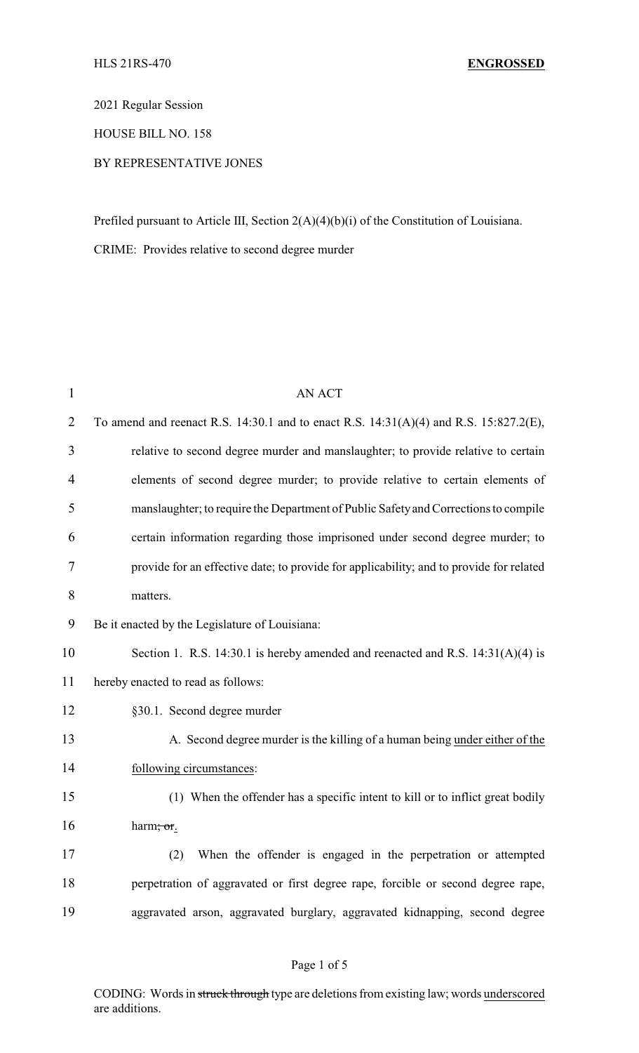HLS 21RS-470 **ENGROSSED**

2021 Regular Session

HOUSE BILL NO. 158

BY REPRESENTATIVE JONES

Prefiled pursuant to Article III, Section 2(A)(4)(b)(i) of the Constitution of Louisiana.

CRIME: Provides relative to second degree murder

AN ACT

To amend and reenact R.S. 14:30.1 and to enact R.S. 14:31(A)(4) and R.S. 15:827.2(E), relative to second degree murder and manslaughter; to provide relative to certain elements of second degree murder; to provide relative to certain elements of manslaughter; to require the Department of Public Safety and Corrections to compile certain information regarding those imprisoned under second degree murder; to provide for an effective date; to provide for applicability; and to provide for related matters.

Be it enacted by the Legislature of Louisiana:

Section 1. R.S. 14:30.1 is hereby amended and reenacted and R.S. 14:31(A)(4) is hereby enacted to read as follows:

§30.1. Second degree murder

A. Second degree murder is the killing of a human being <u>under either of the following circumstances</u>:

(1) When the offender has a specific intent to kill or to inflict great bodily harm~~; or~~<u>.</u>

(2) When the offender is engaged in the perpetration or attempted perpetration of aggravated or first degree rape, forcible or second degree rape, aggravated arson, aggravated burglary, aggravated kidnapping, second degree

CODING: Words in ~~struck through~~ type are deletions from existing law; words <u>underscored</u> are additions.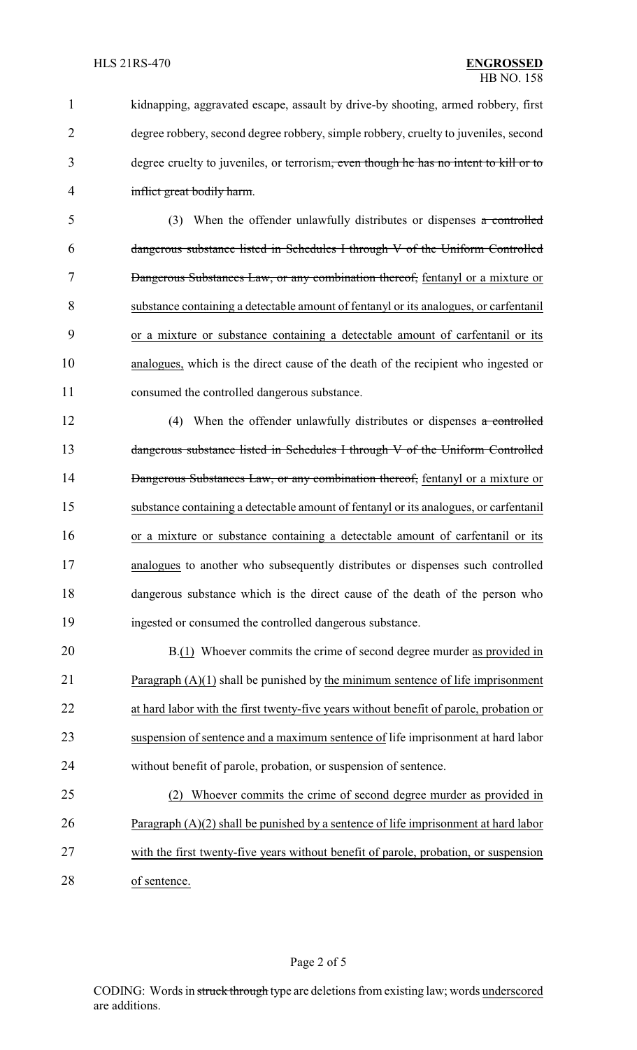kidnapping, aggravated escape, assault by drive-by shooting, armed robbery, first degree robbery, second degree robbery, simple robbery, cruelty to juveniles, second degree cruelty to juveniles, or terrorism~~, even though he has no intent to kill or to inflict great bodily harm~~.

(3) When the offender unlawfully distributes or dispenses ~~a controlled dangerous substance listed in Schedules I through V of the Uniform Controlled Dangerous Substances Law, or any combination thereof,~~ fentanyl or a mixture or substance containing a detectable amount of fentanyl or its analogues, or carfentanil or a mixture or substance containing a detectable amount of carfentanil or its analogues, which is the direct cause of the death of the recipient who ingested or consumed the controlled dangerous substance.

(4) When the offender unlawfully distributes or dispenses ~~a controlled dangerous substance listed in Schedules I through V of the Uniform Controlled Dangerous Substances Law, or any combination thereof,~~ fentanyl or a mixture or substance containing a detectable amount of fentanyl or its analogues, or carfentanil or a mixture or substance containing a detectable amount of carfentanil or its analogues to another who subsequently distributes or dispenses such controlled dangerous substance which is the direct cause of the death of the person who ingested or consumed the controlled dangerous substance.

B.(1) Whoever commits the crime of second degree murder as provided in Paragraph (A)(1) shall be punished by the minimum sentence of life imprisonment at hard labor with the first twenty-five years without benefit of parole, probation or suspension of sentence and a maximum sentence of life imprisonment at hard labor without benefit of parole, probation, or suspension of sentence.

(2) Whoever commits the crime of second degree murder as provided in Paragraph (A)(2) shall be punished by a sentence of life imprisonment at hard labor with the first twenty-five years without benefit of parole, probation, or suspension of sentence.

CODING: Words in ~~struck through~~ type are deletions from existing law; words underscored are additions.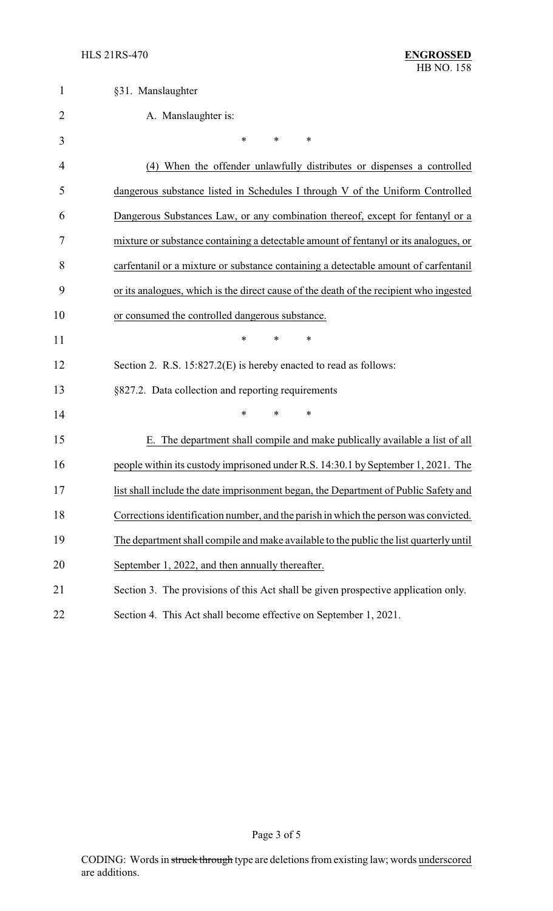§31. Manslaughter

A. Manslaughter is:

\* \* \*

(4) When the offender unlawfully distributes or dispenses a controlled dangerous substance listed in Schedules I through V of the Uniform Controlled Dangerous Substances Law, or any combination thereof, except for fentanyl or a mixture or substance containing a detectable amount of fentanyl or its analogues, or carfentanil or a mixture or substance containing a detectable amount of carfentanil or its analogues, which is the direct cause of the death of the recipient who ingested or consumed the controlled dangerous substance.

\* \* \*

Section 2. R.S. 15:827.2(E) is hereby enacted to read as follows:

§827.2. Data collection and reporting requirements

\* \* \*

E. The department shall compile and make publically available a list of all people within its custody imprisoned under R.S. 14:30.1 by September 1, 2021. The list shall include the date imprisonment began, the Department of Public Safety and Corrections identification number, and the parish in which the person was convicted. The department shall compile and make available to the public the list quarterly until September 1, 2022, and then annually thereafter.

Section 3. The provisions of this Act shall be given prospective application only.

Section 4. This Act shall become effective on September 1, 2021.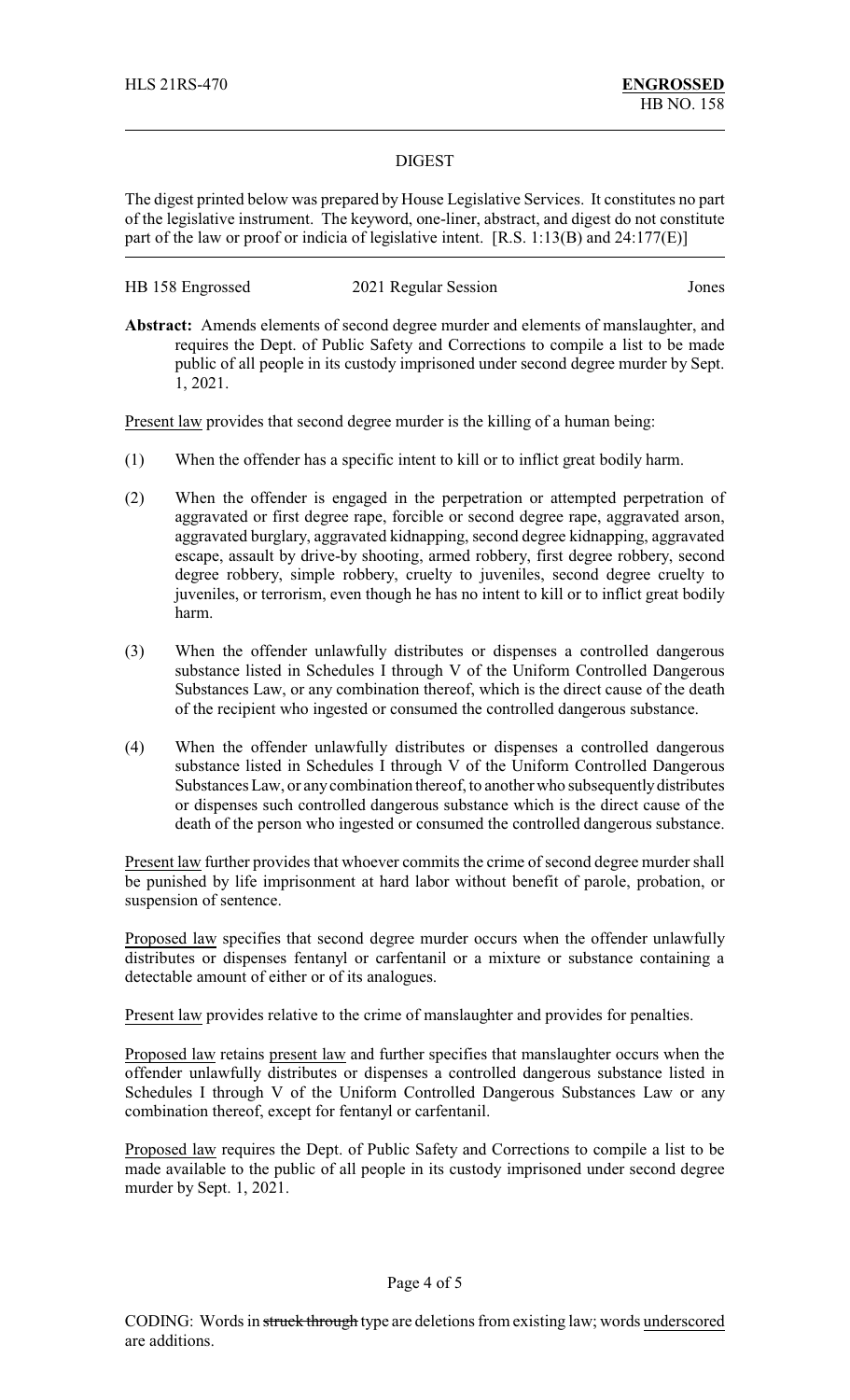HLS 21RS-470 **ENGROSSED**
HB NO. 158

## DIGEST

The digest printed below was prepared by House Legislative Services. It constitutes no part of the legislative instrument. The keyword, one-liner, abstract, and digest do not constitute part of the law or proof or indicia of legislative intent. [R.S. 1:13(B) and 24:177(E)]

HB 158 Engrossed 2021 Regular Session Jones

**Abstract:** Amends elements of second degree murder and elements of manslaughter, and requires the Dept. of Public Safety and Corrections to compile a list to be made public of all people in its custody imprisoned under second degree murder by Sept. 1, 2021.

Present law provides that second degree murder is the killing of a human being:

(1) When the offender has a specific intent to kill or to inflict great bodily harm.

(2) When the offender is engaged in the perpetration or attempted perpetration of aggravated or first degree rape, forcible or second degree rape, aggravated arson, aggravated burglary, aggravated kidnapping, second degree kidnapping, aggravated escape, assault by drive-by shooting, armed robbery, first degree robbery, second degree robbery, simple robbery, cruelty to juveniles, second degree cruelty to juveniles, or terrorism, even though he has no intent to kill or to inflict great bodily harm.

(3) When the offender unlawfully distributes or dispenses a controlled dangerous substance listed in Schedules I through V of the Uniform Controlled Dangerous Substances Law, or any combination thereof, which is the direct cause of the death of the recipient who ingested or consumed the controlled dangerous substance.

(4) When the offender unlawfully distributes or dispenses a controlled dangerous substance listed in Schedules I through V of the Uniform Controlled Dangerous Substances Law, or any combination thereof, to another who subsequently distributes or dispenses such controlled dangerous substance which is the direct cause of the death of the person who ingested or consumed the controlled dangerous substance.

Present law further provides that whoever commits the crime of second degree murder shall be punished by life imprisonment at hard labor without benefit of parole, probation, or suspension of sentence.

Proposed law specifies that second degree murder occurs when the offender unlawfully distributes or dispenses fentanyl or carfentanil or a mixture or substance containing a detectable amount of either or of its analogues.

Present law provides relative to the crime of manslaughter and provides for penalties.

Proposed law retains present law and further specifies that manslaughter occurs when the offender unlawfully distributes or dispenses a controlled dangerous substance listed in Schedules I through V of the Uniform Controlled Dangerous Substances Law or any combination thereof, except for fentanyl or carfentanil.

Proposed law requires the Dept. of Public Safety and Corrections to compile a list to be made available to the public of all people in its custody imprisoned under second degree murder by Sept. 1, 2021.

CODING: Words in ~~struck through~~ type are deletions from existing law; words underscored are additions.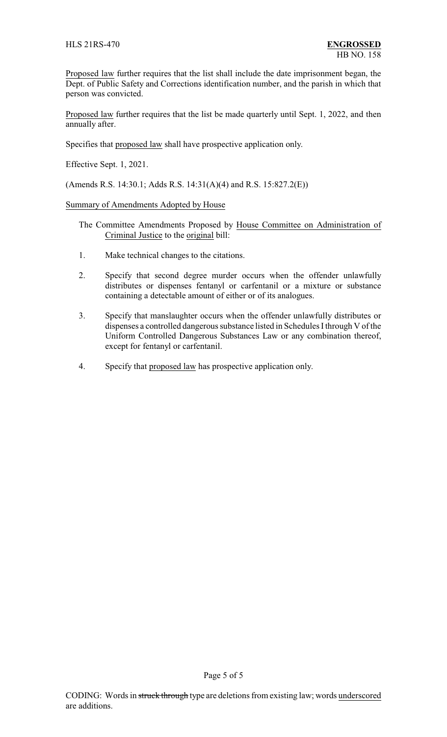Proposed law further requires that the list shall include the date imprisonment began, the Dept. of Public Safety and Corrections identification number, and the parish in which that person was convicted.

Proposed law further requires that the list be made quarterly until Sept. 1, 2022, and then annually after.

Specifies that proposed law shall have prospective application only.

Effective Sept. 1, 2021.

(Amends R.S. 14:30.1; Adds R.S. 14:31(A)(4) and R.S. 15:827.2(E))

Summary of Amendments Adopted by House

The Committee Amendments Proposed by House Committee on Administration of Criminal Justice to the original bill:

1. Make technical changes to the citations.

2. Specify that second degree murder occurs when the offender unlawfully distributes or dispenses fentanyl or carfentanil or a mixture or substance containing a detectable amount of either or of its analogues.

3. Specify that manslaughter occurs when the offender unlawfully distributes or dispenses a controlled dangerous substance listed in Schedules I through V of the Uniform Controlled Dangerous Substances Law or any combination thereof, except for fentanyl or carfentanil.

4. Specify that proposed law has prospective application only.